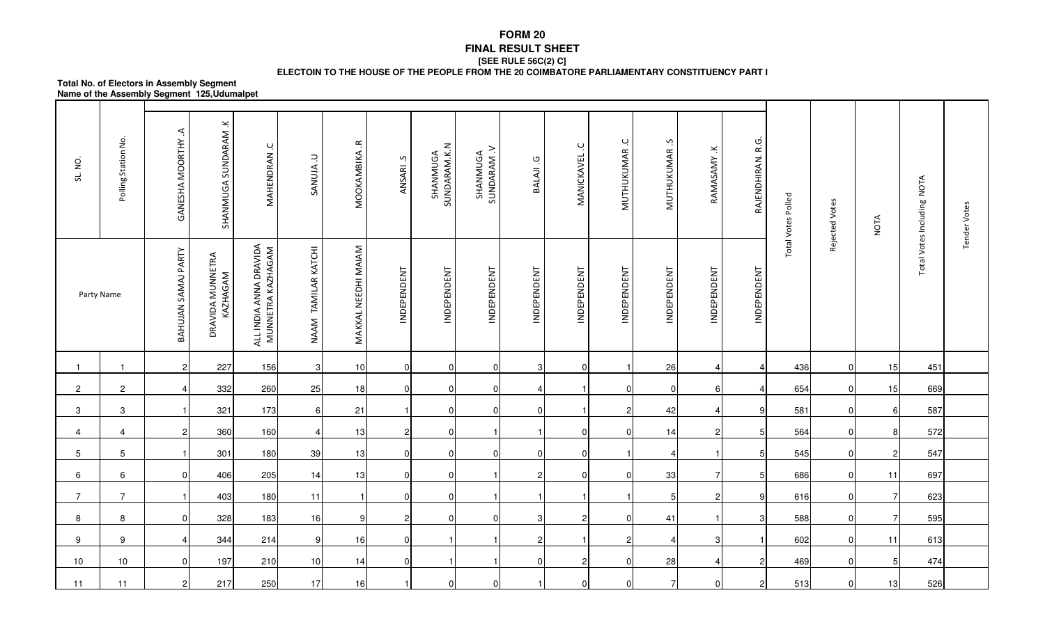# FORM 20

## FINAL RESULT SHEET

**[SEE RULE 56C(2) C]**

**ELECTOIN TO THE HOUSE OF THE PEOPLE FROM THE 20 COIMBATORE PARLIAMENTARY CONSTITUENCY PART I**

**Total No. of Electors in Assembly Segment**

**Name of the Assembly Segment 125,Udumalpet**

| SL. NO. | Polling Station No. | GANESHA MOORTHY .A | SHANMUGA SUNDARAM .K | MAHENDRAN .C | SANUJA .U | MOOKAMBIKA .R | ANSARI .S | SHANMUGA SUNDARAM.K.N | SHANMUGA SUNDARAM .V | BALAJI .G | MANICKAVEL .C | MUTHUKUMAR .C | MUTHUKUMAR .S | RAMASAMY .K | RAJENDHIRAN. R.G. | Total Votes Polled | Rejected Votes | NOTA | Total Votes Including NOTA | Tender Votes |
|---|---|---|---|---|---|---|---|---|---|---|---|---|---|---|---|---|---|---|---|---|
| Party Name | | BAHUJAN SAMAJ PARTY | DRAVIDA MUNNETRA KAZHAGAM | ALL INDIA ANNA DRAVIDA MUNNETRA KAZHAGAM | NAAM TAMILAR KATCHI | MAKKAL NEEDHI MAIAM | INDEPENDENT | INDEPENDENT | INDEPENDENT | INDEPENDENT | INDEPENDENT | INDEPENDENT | INDEPENDENT | INDEPENDENT | INDEPENDENT | | | | | |
| 1 | 1 | 2 | 227 | 156 | 3 | 10 | 0 | 0 | 0 | 3 | 0 | 1 | 26 | 4 | 4 | 436 | 0 | 15 | 451 | |
| 2 | 2 | 4 | 332 | 260 | 25 | 18 | 0 | 0 | 0 | 4 | 1 | 0 | 0 | 6 | 4 | 654 | 0 | 15 | 669 | |
| 3 | 3 | 1 | 321 | 173 | 6 | 21 | 1 | 0 | 0 | 0 | 1 | 2 | 42 | 4 | 9 | 581 | 0 | 6 | 587 | |
| 4 | 4 | 2 | 360 | 160 | 4 | 13 | 2 | 0 | 1 | 1 | 0 | 0 | 14 | 2 | 5 | 564 | 0 | 8 | 572 | |
| 5 | 5 | 1 | 301 | 180 | 39 | 13 | 0 | 0 | 0 | 0 | 0 | 1 | 4 | 1 | 5 | 545 | 0 | 2 | 547 | |
| 6 | 6 | 0 | 406 | 205 | 14 | 13 | 0 | 0 | 1 | 2 | 0 | 0 | 33 | 7 | 5 | 686 | 0 | 11 | 697 | |
| 7 | 7 | 1 | 403 | 180 | 11 | 1 | 0 | 0 | 1 | 1 | 1 | 1 | 5 | 2 | 9 | 616 | 0 | 7 | 623 | |
| 8 | 8 | 0 | 328 | 183 | 16 | 9 | 2 | 0 | 0 | 3 | 2 | 0 | 41 | 1 | 3 | 588 | 0 | 7 | 595 | |
| 9 | 9 | 4 | 344 | 214 | 9 | 16 | 0 | 1 | 1 | 2 | 1 | 2 | 4 | 3 | 1 | 602 | 0 | 11 | 613 | |
| 10 | 10 | 0 | 197 | 210 | 10 | 14 | 0 | 1 | 1 | 0 | 2 | 0 | 28 | 4 | 2 | 469 | 0 | 5 | 474 | |
| 11 | 11 | 2 | 217 | 250 | 17 | 16 | 1 | 0 | 0 | 1 | 0 | 0 | 7 | 0 | 2 | 513 | 0 | 13 | 526 | |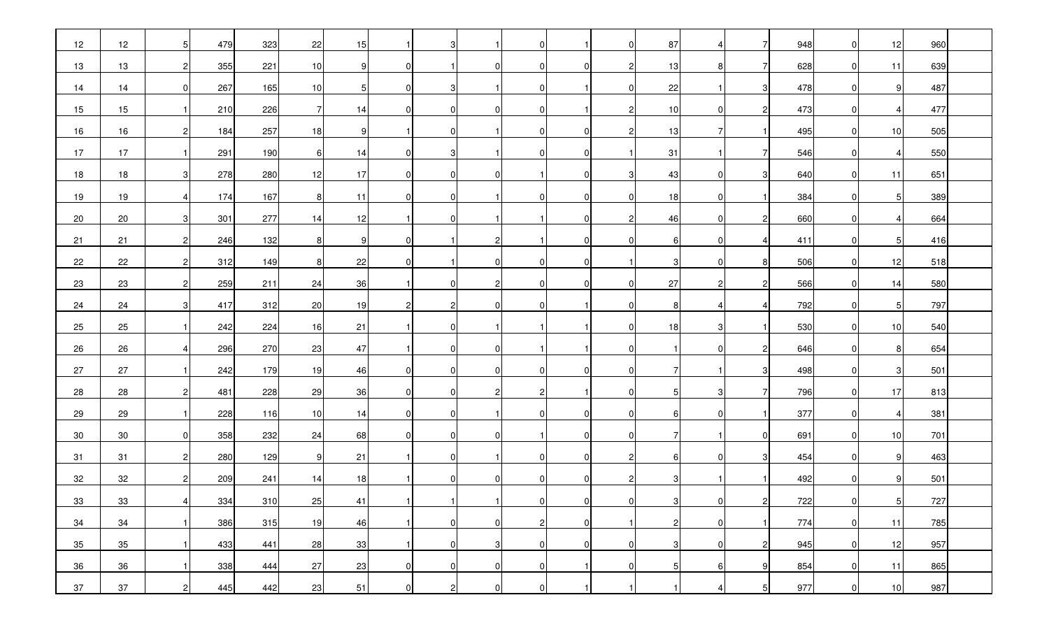| | | | | | | | | | | | | | | | | | | | | |
|---|---|---|---|---|---|---|---|---|---|---|---|---|---|---|---|---|---|---|---|---|
| 12 | 12 | 5 | 479 | 323 | 22 | 15 | 1 | 3 | 1 | 0 | 1 | 0 | 87 | 4 | 7 | 948 | 0 | 12 | 960 | |
| 13 | 13 | 2 | 355 | 221 | 10 | 9 | 0 | 1 | 0 | 0 | 0 | 2 | 13 | 8 | 7 | 628 | 0 | 11 | 639 | |
| 14 | 14 | 0 | 267 | 165 | 10 | 5 | 0 | 3 | 1 | 0 | 1 | 0 | 22 | 1 | 3 | 478 | 0 | 9 | 487 | |
| 15 | 15 | 1 | 210 | 226 | 7 | 14 | 0 | 0 | 0 | 0 | 1 | 2 | 10 | 0 | 2 | 473 | 0 | 4 | 477 | |
| 16 | 16 | 2 | 184 | 257 | 18 | 9 | 1 | 0 | 1 | 0 | 0 | 2 | 13 | 7 | 1 | 495 | 0 | 10 | 505 | |
| 17 | 17 | 1 | 291 | 190 | 6 | 14 | 0 | 3 | 1 | 0 | 0 | 1 | 31 | 1 | 7 | 546 | 0 | 4 | 550 | |
| 18 | 18 | 3 | 278 | 280 | 12 | 17 | 0 | 0 | 0 | 1 | 0 | 3 | 43 | 0 | 3 | 640 | 0 | 11 | 651 | |
| 19 | 19 | 4 | 174 | 167 | 8 | 11 | 0 | 0 | 1 | 0 | 0 | 0 | 18 | 0 | 1 | 384 | 0 | 5 | 389 | |
| 20 | 20 | 3 | 301 | 277 | 14 | 12 | 1 | 0 | 1 | 1 | 0 | 2 | 46 | 0 | 2 | 660 | 0 | 4 | 664 | |
| 21 | 21 | 2 | 246 | 132 | 8 | 9 | 0 | 1 | 2 | 1 | 0 | 0 | 6 | 0 | 4 | 411 | 0 | 5 | 416 | |
| 22 | 22 | 2 | 312 | 149 | 8 | 22 | 0 | 1 | 0 | 0 | 0 | 1 | 3 | 0 | 8 | 506 | 0 | 12 | 518 | |
| 23 | 23 | 2 | 259 | 211 | 24 | 36 | 1 | 0 | 2 | 0 | 0 | 0 | 27 | 2 | 2 | 566 | 0 | 14 | 580 | |
| 24 | 24 | 3 | 417 | 312 | 20 | 19 | 2 | 2 | 0 | 0 | 1 | 0 | 8 | 4 | 4 | 792 | 0 | 5 | 797 | |
| 25 | 25 | 1 | 242 | 224 | 16 | 21 | 1 | 0 | 1 | 1 | 1 | 0 | 18 | 3 | 1 | 530 | 0 | 10 | 540 | |
| 26 | 26 | 4 | 296 | 270 | 23 | 47 | 1 | 0 | 0 | 1 | 1 | 0 | 1 | 0 | 2 | 646 | 0 | 8 | 654 | |
| 27 | 27 | 1 | 242 | 179 | 19 | 46 | 0 | 0 | 0 | 0 | 0 | 0 | 7 | 1 | 3 | 498 | 0 | 3 | 501 | |
| 28 | 28 | 2 | 481 | 228 | 29 | 36 | 0 | 0 | 2 | 2 | 1 | 0 | 5 | 3 | 7 | 796 | 0 | 17 | 813 | |
| 29 | 29 | 1 | 228 | 116 | 10 | 14 | 0 | 0 | 1 | 0 | 0 | 0 | 6 | 0 | 1 | 377 | 0 | 4 | 381 | |
| 30 | 30 | 0 | 358 | 232 | 24 | 68 | 0 | 0 | 0 | 1 | 0 | 0 | 7 | 1 | 0 | 691 | 0 | 10 | 701 | |
| 31 | 31 | 2 | 280 | 129 | 9 | 21 | 1 | 0 | 1 | 0 | 0 | 2 | 6 | 0 | 3 | 454 | 0 | 9 | 463 | |
| 32 | 32 | 2 | 209 | 241 | 14 | 18 | 1 | 0 | 0 | 0 | 0 | 2 | 3 | 1 | 1 | 492 | 0 | 9 | 501 | |
| 33 | 33 | 4 | 334 | 310 | 25 | 41 | 1 | 1 | 1 | 0 | 0 | 0 | 3 | 0 | 2 | 722 | 0 | 5 | 727 | |
| 34 | 34 | 1 | 386 | 315 | 19 | 46 | 1 | 0 | 0 | 2 | 0 | 1 | 2 | 0 | 1 | 774 | 0 | 11 | 785 | |
| 35 | 35 | 1 | 433 | 441 | 28 | 33 | 1 | 0 | 3 | 0 | 0 | 0 | 3 | 0 | 2 | 945 | 0 | 12 | 957 | |
| 36 | 36 | 1 | 338 | 444 | 27 | 23 | 0 | 0 | 0 | 0 | 1 | 0 | 5 | 6 | 9 | 854 | 0 | 11 | 865 | |
| 37 | 37 | 2 | 445 | 442 | 23 | 51 | 0 | 2 | 0 | 0 | 1 | 1 | 1 | 4 | 5 | 977 | 0 | 10 | 987 | |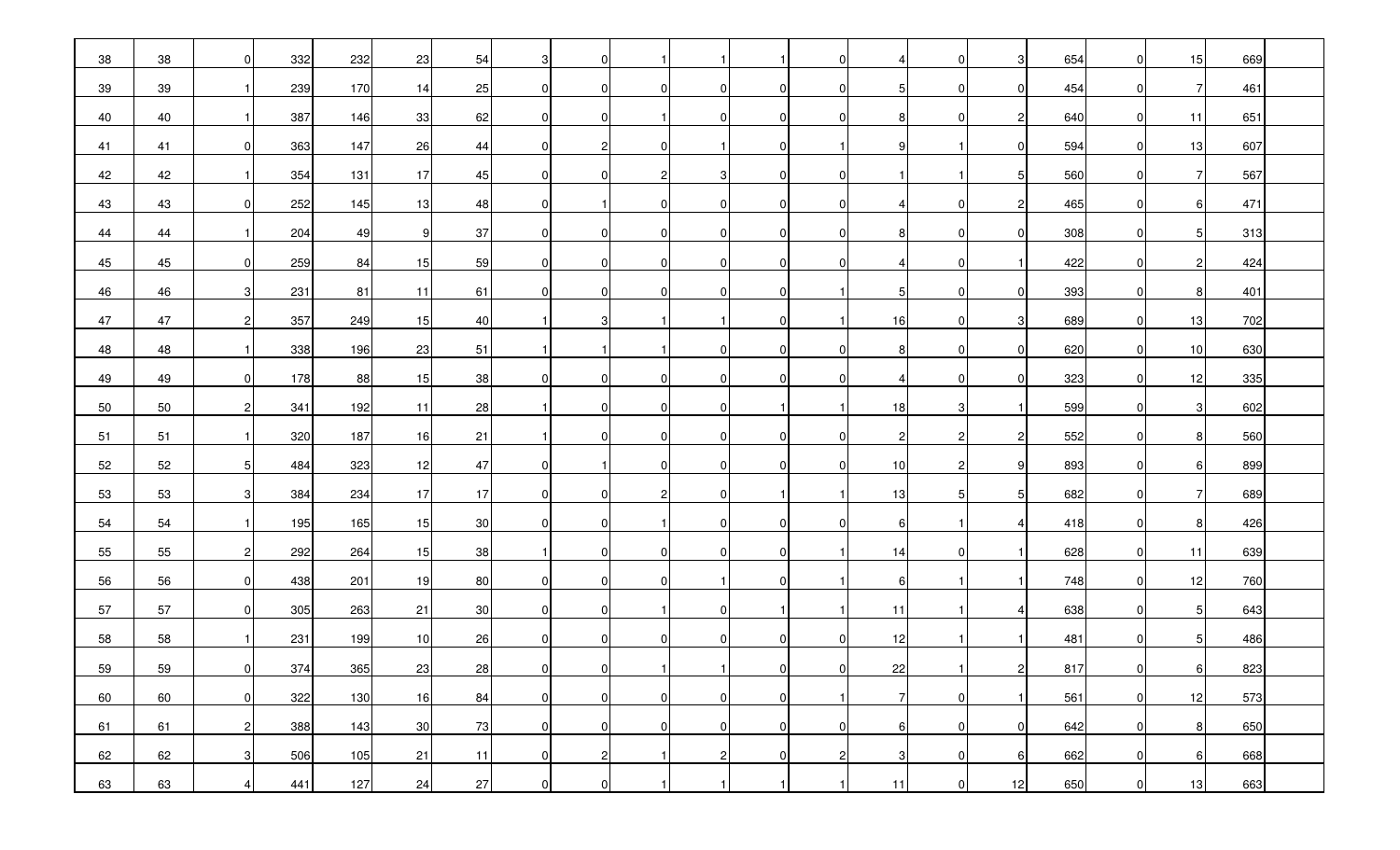| | | | | | | | | | | | | | | | | | | | | |
|---|---|---|---|---|---|---|---|---|---|---|---|---|---|---|---|---|---|---|---|---|
| 38 | 38 | 0 | 332 | 232 | 23 | 54 | 3 | 0 | 1 | 1 | 1 | 0 | 4 | 0 | 3 | 654 | 0 | 15 | 669 | |
| 39 | 39 | 1 | 239 | 170 | 14 | 25 | 0 | 0 | 0 | 0 | 0 | 0 | 5 | 0 | 0 | 454 | 0 | 7 | 461 | |
| 40 | 40 | 1 | 387 | 146 | 33 | 62 | 0 | 0 | 1 | 0 | 0 | 0 | 8 | 0 | 2 | 640 | 0 | 11 | 651 | |
| 41 | 41 | 0 | 363 | 147 | 26 | 44 | 0 | 2 | 0 | 1 | 0 | 1 | 9 | 1 | 0 | 594 | 0 | 13 | 607 | |
| 42 | 42 | 1 | 354 | 131 | 17 | 45 | 0 | 0 | 2 | 3 | 0 | 0 | 1 | 1 | 5 | 560 | 0 | 7 | 567 | |
| 43 | 43 | 0 | 252 | 145 | 13 | 48 | 0 | 1 | 0 | 0 | 0 | 0 | 4 | 0 | 2 | 465 | 0 | 6 | 471 | |
| 44 | 44 | 1 | 204 | 49 | 9 | 37 | 0 | 0 | 0 | 0 | 0 | 0 | 8 | 0 | 0 | 308 | 0 | 5 | 313 | |
| 45 | 45 | 0 | 259 | 84 | 15 | 59 | 0 | 0 | 0 | 0 | 0 | 0 | 4 | 0 | 1 | 422 | 0 | 2 | 424 | |
| 46 | 46 | 3 | 231 | 81 | 11 | 61 | 0 | 0 | 0 | 0 | 0 | 1 | 5 | 0 | 0 | 393 | 0 | 8 | 401 | |
| 47 | 47 | 2 | 357 | 249 | 15 | 40 | 1 | 3 | 1 | 1 | 0 | 1 | 16 | 0 | 3 | 689 | 0 | 13 | 702 | |
| 48 | 48 | 1 | 338 | 196 | 23 | 51 | 1 | 1 | 1 | 0 | 0 | 0 | 8 | 0 | 0 | 620 | 0 | 10 | 630 | |
| 49 | 49 | 0 | 178 | 88 | 15 | 38 | 0 | 0 | 0 | 0 | 0 | 0 | 4 | 0 | 0 | 323 | 0 | 12 | 335 | |
| 50 | 50 | 2 | 341 | 192 | 11 | 28 | 1 | 0 | 0 | 0 | 1 | 1 | 18 | 3 | 1 | 599 | 0 | 3 | 602 | |
| 51 | 51 | 1 | 320 | 187 | 16 | 21 | 1 | 0 | 0 | 0 | 0 | 0 | 2 | 2 | 2 | 552 | 0 | 8 | 560 | |
| 52 | 52 | 5 | 484 | 323 | 12 | 47 | 0 | 1 | 0 | 0 | 0 | 0 | 10 | 2 | 9 | 893 | 0 | 6 | 899 | |
| 53 | 53 | 3 | 384 | 234 | 17 | 17 | 0 | 0 | 2 | 0 | 1 | 1 | 13 | 5 | 5 | 682 | 0 | 7 | 689 | |
| 54 | 54 | 1 | 195 | 165 | 15 | 30 | 0 | 0 | 1 | 0 | 0 | 0 | 6 | 1 | 4 | 418 | 0 | 8 | 426 | |
| 55 | 55 | 2 | 292 | 264 | 15 | 38 | 1 | 0 | 0 | 0 | 0 | 1 | 14 | 0 | 1 | 628 | 0 | 11 | 639 | |
| 56 | 56 | 0 | 438 | 201 | 19 | 80 | 0 | 0 | 0 | 1 | 0 | 1 | 6 | 1 | 1 | 748 | 0 | 12 | 760 | |
| 57 | 57 | 0 | 305 | 263 | 21 | 30 | 0 | 0 | 1 | 0 | 1 | 1 | 11 | 1 | 4 | 638 | 0 | 5 | 643 | |
| 58 | 58 | 1 | 231 | 199 | 10 | 26 | 0 | 0 | 0 | 0 | 0 | 0 | 12 | 1 | 1 | 481 | 0 | 5 | 486 | |
| 59 | 59 | 0 | 374 | 365 | 23 | 28 | 0 | 0 | 1 | 1 | 0 | 0 | 22 | 1 | 2 | 817 | 0 | 6 | 823 | |
| 60 | 60 | 0 | 322 | 130 | 16 | 84 | 0 | 0 | 0 | 0 | 0 | 1 | 7 | 0 | 1 | 561 | 0 | 12 | 573 | |
| 61 | 61 | 2 | 388 | 143 | 30 | 73 | 0 | 0 | 0 | 0 | 0 | 0 | 6 | 0 | 0 | 642 | 0 | 8 | 650 | |
| 62 | 62 | 3 | 506 | 105 | 21 | 11 | 0 | 2 | 1 | 2 | 0 | 2 | 3 | 0 | 6 | 662 | 0 | 6 | 668 | |
| 63 | 63 | 4 | 441 | 127 | 24 | 27 | 0 | 0 | 1 | 1 | 1 | 1 | 11 | 0 | 12 | 650 | 0 | 13 | 663 | |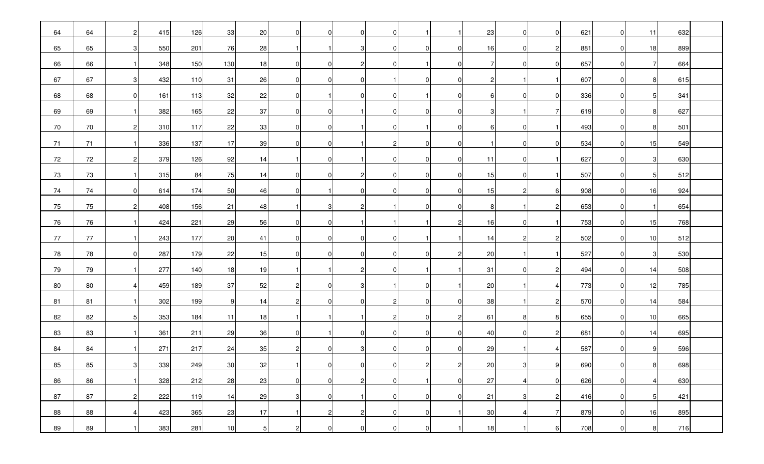| | | | | | | | | | | | | | | | | | | | | |
|---|---|---|---|---|---|---|---|---|---|---|---|---|---|---|---|---|---|---|---|---|
| 64 | 64 | 2 | 415 | 126 | 33 | 20 | 0 | 0 | 0 | 0 | 1 | 1 | 23 | 0 | 0 | 621 | 0 | 11 | 632 | |
| 65 | 65 | 3 | 550 | 201 | 76 | 28 | 1 | 1 | 3 | 0 | 0 | 0 | 16 | 0 | 2 | 881 | 0 | 18 | 899 | |
| 66 | 66 | 1 | 348 | 150 | 130 | 18 | 0 | 0 | 2 | 0 | 1 | 0 | 7 | 0 | 0 | 657 | 0 | 7 | 664 | |
| 67 | 67 | 3 | 432 | 110 | 31 | 26 | 0 | 0 | 0 | 1 | 0 | 0 | 2 | 1 | 1 | 607 | 0 | 8 | 615 | |
| 68 | 68 | 0 | 161 | 113 | 32 | 22 | 0 | 1 | 0 | 0 | 1 | 0 | 6 | 0 | 0 | 336 | 0 | 5 | 341 | |
| 69 | 69 | 1 | 382 | 165 | 22 | 37 | 0 | 0 | 1 | 0 | 0 | 0 | 3 | 1 | 7 | 619 | 0 | 8 | 627 | |
| 70 | 70 | 2 | 310 | 117 | 22 | 33 | 0 | 0 | 1 | 0 | 1 | 0 | 6 | 0 | 1 | 493 | 0 | 8 | 501 | |
| 71 | 71 | 1 | 336 | 137 | 17 | 39 | 0 | 0 | 1 | 2 | 0 | 0 | 1 | 0 | 0 | 534 | 0 | 15 | 549 | |
| 72 | 72 | 2 | 379 | 126 | 92 | 14 | 1 | 0 | 1 | 0 | 0 | 0 | 11 | 0 | 1 | 627 | 0 | 3 | 630 | |
| 73 | 73 | 1 | 315 | 84 | 75 | 14 | 0 | 0 | 2 | 0 | 0 | 0 | 15 | 0 | 1 | 507 | 0 | 5 | 512 | |
| 74 | 74 | 0 | 614 | 174 | 50 | 46 | 0 | 1 | 0 | 0 | 0 | 0 | 15 | 2 | 6 | 908 | 0 | 16 | 924 | |
| 75 | 75 | 2 | 408 | 156 | 21 | 48 | 1 | 3 | 2 | 1 | 0 | 0 | 8 | 1 | 2 | 653 | 0 | 1 | 654 | |
| 76 | 76 | 1 | 424 | 221 | 29 | 56 | 0 | 0 | 1 | 1 | 1 | 2 | 16 | 0 | 1 | 753 | 0 | 15 | 768 | |
| 77 | 77 | 1 | 243 | 177 | 20 | 41 | 0 | 0 | 0 | 0 | 1 | 1 | 14 | 2 | 2 | 502 | 0 | 10 | 512 | |
| 78 | 78 | 0 | 287 | 179 | 22 | 15 | 0 | 0 | 0 | 0 | 0 | 2 | 20 | 1 | 1 | 527 | 0 | 3 | 530 | |
| 79 | 79 | 1 | 277 | 140 | 18 | 19 | 1 | 1 | 2 | 0 | 1 | 1 | 31 | 0 | 2 | 494 | 0 | 14 | 508 | |
| 80 | 80 | 4 | 459 | 189 | 37 | 52 | 2 | 0 | 3 | 1 | 0 | 1 | 20 | 1 | 4 | 773 | 0 | 12 | 785 | |
| 81 | 81 | 1 | 302 | 199 | 9 | 14 | 2 | 0 | 0 | 2 | 0 | 0 | 38 | 1 | 2 | 570 | 0 | 14 | 584 | |
| 82 | 82 | 5 | 353 | 184 | 11 | 18 | 1 | 1 | 1 | 2 | 0 | 2 | 61 | 8 | 8 | 655 | 0 | 10 | 665 | |
| 83 | 83 | 1 | 361 | 211 | 29 | 36 | 0 | 1 | 0 | 0 | 0 | 0 | 40 | 0 | 2 | 681 | 0 | 14 | 695 | |
| 84 | 84 | 1 | 271 | 217 | 24 | 35 | 2 | 0 | 3 | 0 | 0 | 0 | 29 | 1 | 4 | 587 | 0 | 9 | 596 | |
| 85 | 85 | 3 | 339 | 249 | 30 | 32 | 1 | 0 | 0 | 0 | 2 | 2 | 20 | 3 | 9 | 690 | 0 | 8 | 698 | |
| 86 | 86 | 1 | 328 | 212 | 28 | 23 | 0 | 0 | 2 | 0 | 1 | 0 | 27 | 4 | 0 | 626 | 0 | 4 | 630 | |
| 87 | 87 | 2 | 222 | 119 | 14 | 29 | 3 | 0 | 1 | 0 | 0 | 0 | 21 | 3 | 2 | 416 | 0 | 5 | 421 | |
| 88 | 88 | 4 | 423 | 365 | 23 | 17 | 1 | 2 | 2 | 0 | 0 | 1 | 30 | 4 | 7 | 879 | 0 | 16 | 895 | |
| 89 | 89 | 1 | 383 | 281 | 10 | 5 | 2 | 0 | 0 | 0 | 0 | 1 | 18 | 1 | 6 | 708 | 0 | 8 | 716 | |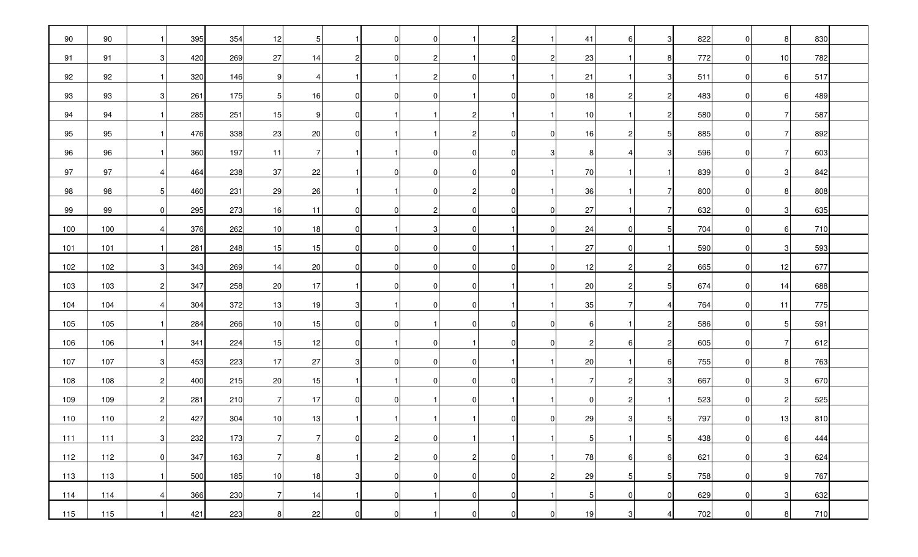| | | | | | | | | | | | | | | | | | | | | |
|---|---|---|---|---|---|---|---|---|---|---|---|---|---|---|---|---|---|---|---|---|
| 90 | 90 | 1 | 395 | 354 | 12 | 5 | 1 | 0 | 0 | 1 | 2 | 1 | 41 | 6 | 3 | 822 | 0 | 8 | 830 | |
| 91 | 91 | 3 | 420 | 269 | 27 | 14 | 2 | 0 | 2 | 1 | 0 | 2 | 23 | 1 | 8 | 772 | 0 | 10 | 782 | |
| 92 | 92 | 1 | 320 | 146 | 9 | 4 | 1 | 1 | 2 | 0 | 1 | 1 | 21 | 1 | 3 | 511 | 0 | 6 | 517 | |
| 93 | 93 | 3 | 261 | 175 | 5 | 16 | 0 | 0 | 0 | 1 | 0 | 0 | 18 | 2 | 2 | 483 | 0 | 6 | 489 | |
| 94 | 94 | 1 | 285 | 251 | 15 | 9 | 0 | 1 | 1 | 2 | 1 | 1 | 10 | 1 | 2 | 580 | 0 | 7 | 587 | |
| 95 | 95 | 1 | 476 | 338 | 23 | 20 | 0 | 1 | 1 | 2 | 0 | 0 | 16 | 2 | 5 | 885 | 0 | 7 | 892 | |
| 96 | 96 | 1 | 360 | 197 | 11 | 7 | 1 | 1 | 0 | 0 | 0 | 3 | 8 | 4 | 3 | 596 | 0 | 7 | 603 | |
| 97 | 97 | 4 | 464 | 238 | 37 | 22 | 1 | 0 | 0 | 0 | 0 | 1 | 70 | 1 | 1 | 839 | 0 | 3 | 842 | |
| 98 | 98 | 5 | 460 | 231 | 29 | 26 | 1 | 1 | 0 | 2 | 0 | 1 | 36 | 1 | 7 | 800 | 0 | 8 | 808 | |
| 99 | 99 | 0 | 295 | 273 | 16 | 11 | 0 | 0 | 2 | 0 | 0 | 0 | 27 | 1 | 7 | 632 | 0 | 3 | 635 | |
| 100 | 100 | 4 | 376 | 262 | 10 | 18 | 0 | 1 | 3 | 0 | 1 | 0 | 24 | 0 | 5 | 704 | 0 | 6 | 710 | |
| 101 | 101 | 1 | 281 | 248 | 15 | 15 | 0 | 0 | 0 | 0 | 1 | 1 | 27 | 0 | 1 | 590 | 0 | 3 | 593 | |
| 102 | 102 | 3 | 343 | 269 | 14 | 20 | 0 | 0 | 0 | 0 | 0 | 0 | 12 | 2 | 2 | 665 | 0 | 12 | 677 | |
| 103 | 103 | 2 | 347 | 258 | 20 | 17 | 1 | 0 | 0 | 0 | 1 | 1 | 20 | 2 | 5 | 674 | 0 | 14 | 688 | |
| 104 | 104 | 4 | 304 | 372 | 13 | 19 | 3 | 1 | 0 | 0 | 1 | 1 | 35 | 7 | 4 | 764 | 0 | 11 | 775 | |
| 105 | 105 | 1 | 284 | 266 | 10 | 15 | 0 | 0 | 1 | 0 | 0 | 0 | 6 | 1 | 2 | 586 | 0 | 5 | 591 | |
| 106 | 106 | 1 | 341 | 224 | 15 | 12 | 0 | 1 | 0 | 1 | 0 | 0 | 2 | 6 | 2 | 605 | 0 | 7 | 612 | |
| 107 | 107 | 3 | 453 | 223 | 17 | 27 | 3 | 0 | 0 | 0 | 1 | 1 | 20 | 1 | 6 | 755 | 0 | 8 | 763 | |
| 108 | 108 | 2 | 400 | 215 | 20 | 15 | 1 | 1 | 0 | 0 | 0 | 1 | 7 | 2 | 3 | 667 | 0 | 3 | 670 | |
| 109 | 109 | 2 | 281 | 210 | 7 | 17 | 0 | 0 | 1 | 0 | 1 | 1 | 0 | 2 | 1 | 523 | 0 | 2 | 525 | |
| 110 | 110 | 2 | 427 | 304 | 10 | 13 | 1 | 1 | 1 | 1 | 0 | 0 | 29 | 3 | 5 | 797 | 0 | 13 | 810 | |
| 111 | 111 | 3 | 232 | 173 | 7 | 7 | 0 | 2 | 0 | 1 | 1 | 1 | 5 | 1 | 5 | 438 | 0 | 6 | 444 | |
| 112 | 112 | 0 | 347 | 163 | 7 | 8 | 1 | 2 | 0 | 2 | 0 | 1 | 78 | 6 | 6 | 621 | 0 | 3 | 624 | |
| 113 | 113 | 1 | 500 | 185 | 10 | 18 | 3 | 0 | 0 | 0 | 0 | 2 | 29 | 5 | 5 | 758 | 0 | 9 | 767 | |
| 114 | 114 | 4 | 366 | 230 | 7 | 14 | 1 | 0 | 1 | 0 | 0 | 1 | 5 | 0 | 0 | 629 | 0 | 3 | 632 | |
| 115 | 115 | 1 | 421 | 223 | 8 | 22 | 0 | 0 | 1 | 0 | 0 | 0 | 19 | 3 | 4 | 702 | 0 | 8 | 710 | |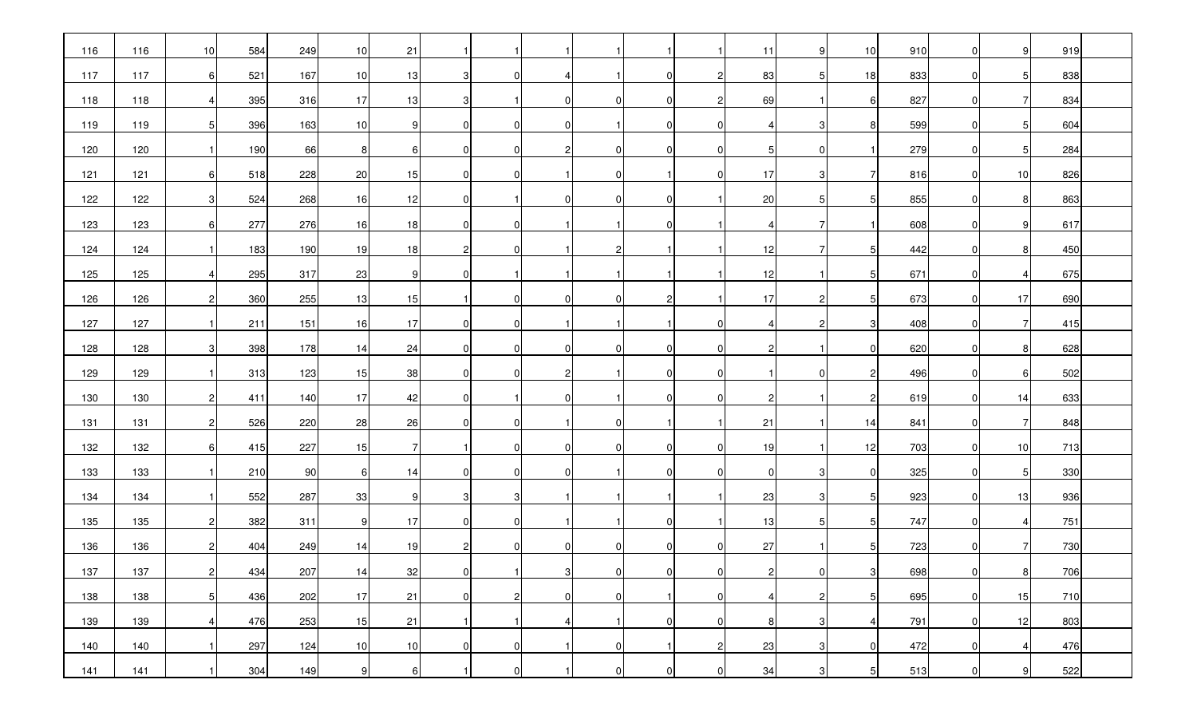| | | | | | | | | | | | | | | | | | | | | |
|---|---|---|---|---|---|---|---|---|---|---|---|---|---|---|---|---|---|---|---|---|
| 116 | 116 | 10 | 584 | 249 | 10 | 21 | 1 | 1 | 1 | 1 | 1 | 1 | 11 | 9 | 10 | 910 | 0 | 9 | 919 | |
| 117 | 117 | 6 | 521 | 167 | 10 | 13 | 3 | 0 | 4 | 1 | 0 | 2 | 83 | 5 | 18 | 833 | 0 | 5 | 838 | |
| 118 | 118 | 4 | 395 | 316 | 17 | 13 | 3 | 1 | 0 | 0 | 0 | 2 | 69 | 1 | 6 | 827 | 0 | 7 | 834 | |
| 119 | 119 | 5 | 396 | 163 | 10 | 9 | 0 | 0 | 0 | 1 | 0 | 0 | 4 | 3 | 8 | 599 | 0 | 5 | 604 | |
| 120 | 120 | 1 | 190 | 66 | 8 | 6 | 0 | 0 | 2 | 0 | 0 | 0 | 5 | 0 | 1 | 279 | 0 | 5 | 284 | |
| 121 | 121 | 6 | 518 | 228 | 20 | 15 | 0 | 0 | 1 | 0 | 1 | 0 | 17 | 3 | 7 | 816 | 0 | 10 | 826 | |
| 122 | 122 | 3 | 524 | 268 | 16 | 12 | 0 | 1 | 0 | 0 | 0 | 1 | 20 | 5 | 5 | 855 | 0 | 8 | 863 | |
| 123 | 123 | 6 | 277 | 276 | 16 | 18 | 0 | 0 | 1 | 1 | 0 | 1 | 4 | 7 | 1 | 608 | 0 | 9 | 617 | |
| 124 | 124 | 1 | 183 | 190 | 19 | 18 | 2 | 0 | 1 | 2 | 1 | 1 | 12 | 7 | 5 | 442 | 0 | 8 | 450 | |
| 125 | 125 | 4 | 295 | 317 | 23 | 9 | 0 | 1 | 1 | 1 | 1 | 1 | 12 | 1 | 5 | 671 | 0 | 4 | 675 | |
| 126 | 126 | 2 | 360 | 255 | 13 | 15 | 1 | 0 | 0 | 0 | 2 | 1 | 17 | 2 | 5 | 673 | 0 | 17 | 690 | |
| 127 | 127 | 1 | 211 | 151 | 16 | 17 | 0 | 0 | 1 | 1 | 1 | 0 | 4 | 2 | 3 | 408 | 0 | 7 | 415 | |
| 128 | 128 | 3 | 398 | 178 | 14 | 24 | 0 | 0 | 0 | 0 | 0 | 0 | 2 | 1 | 0 | 620 | 0 | 8 | 628 | |
| 129 | 129 | 1 | 313 | 123 | 15 | 38 | 0 | 0 | 2 | 1 | 0 | 0 | 1 | 0 | 2 | 496 | 0 | 6 | 502 | |
| 130 | 130 | 2 | 411 | 140 | 17 | 42 | 0 | 1 | 0 | 1 | 0 | 0 | 2 | 1 | 2 | 619 | 0 | 14 | 633 | |
| 131 | 131 | 2 | 526 | 220 | 28 | 26 | 0 | 0 | 1 | 0 | 1 | 1 | 21 | 1 | 14 | 841 | 0 | 7 | 848 | |
| 132 | 132 | 6 | 415 | 227 | 15 | 7 | 1 | 0 | 0 | 0 | 0 | 0 | 19 | 1 | 12 | 703 | 0 | 10 | 713 | |
| 133 | 133 | 1 | 210 | 90 | 6 | 14 | 0 | 0 | 0 | 1 | 0 | 0 | 0 | 3 | 0 | 325 | 0 | 5 | 330 | |
| 134 | 134 | 1 | 552 | 287 | 33 | 9 | 3 | 3 | 1 | 1 | 1 | 1 | 23 | 3 | 5 | 923 | 0 | 13 | 936 | |
| 135 | 135 | 2 | 382 | 311 | 9 | 17 | 0 | 0 | 1 | 1 | 0 | 1 | 13 | 5 | 5 | 747 | 0 | 4 | 751 | |
| 136 | 136 | 2 | 404 | 249 | 14 | 19 | 2 | 0 | 0 | 0 | 0 | 0 | 27 | 1 | 5 | 723 | 0 | 7 | 730 | |
| 137 | 137 | 2 | 434 | 207 | 14 | 32 | 0 | 1 | 3 | 0 | 0 | 0 | 2 | 0 | 3 | 698 | 0 | 8 | 706 | |
| 138 | 138 | 5 | 436 | 202 | 17 | 21 | 0 | 2 | 0 | 0 | 1 | 0 | 4 | 2 | 5 | 695 | 0 | 15 | 710 | |
| 139 | 139 | 4 | 476 | 253 | 15 | 21 | 1 | 1 | 4 | 1 | 0 | 0 | 8 | 3 | 4 | 791 | 0 | 12 | 803 | |
| 140 | 140 | 1 | 297 | 124 | 10 | 10 | 0 | 0 | 1 | 0 | 1 | 2 | 23 | 3 | 0 | 472 | 0 | 4 | 476 | |
| 141 | 141 | 1 | 304 | 149 | 9 | 6 | 1 | 0 | 1 | 0 | 0 | 0 | 34 | 3 | 5 | 513 | 0 | 9 | 522 | |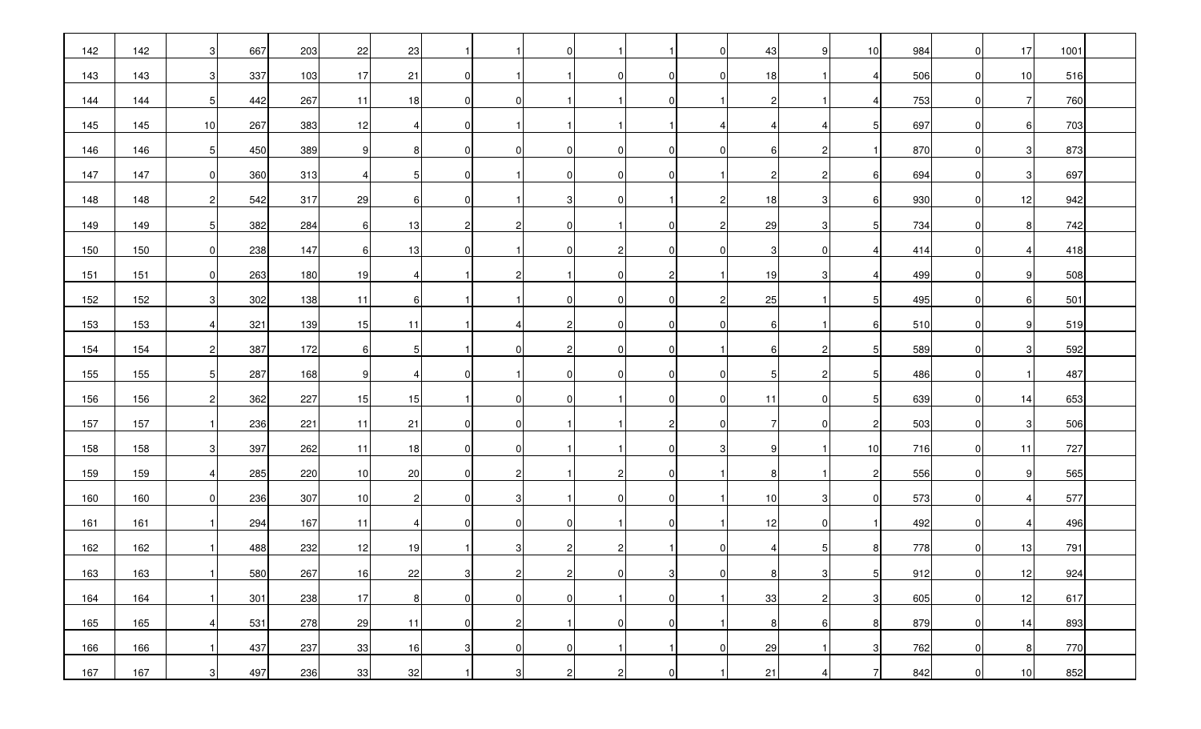| | | | | | | | | | | | | | | | | | | | | |
|---|---|---|---|---|---|---|---|---|---|---|---|---|---|---|---|---|---|---|---|---|
| 142 | 142 | 3 | 667 | 203 | 22 | 23 | 1 | 1 | 0 | 1 | 1 | 0 | 43 | 9 | 10 | 984 | 0 | 17 | 1001 | |
| 143 | 143 | 3 | 337 | 103 | 17 | 21 | 0 | 1 | 1 | 0 | 0 | 0 | 18 | 1 | 4 | 506 | 0 | 10 | 516 | |
| 144 | 144 | 5 | 442 | 267 | 11 | 18 | 0 | 0 | 1 | 1 | 0 | 1 | 2 | 1 | 4 | 753 | 0 | 7 | 760 | |
| 145 | 145 | 10 | 267 | 383 | 12 | 4 | 0 | 1 | 1 | 1 | 1 | 4 | 4 | 4 | 5 | 697 | 0 | 6 | 703 | |
| 146 | 146 | 5 | 450 | 389 | 9 | 8 | 0 | 0 | 0 | 0 | 0 | 0 | 6 | 2 | 1 | 870 | 0 | 3 | 873 | |
| 147 | 147 | 0 | 360 | 313 | 4 | 5 | 0 | 1 | 0 | 0 | 0 | 1 | 2 | 2 | 6 | 694 | 0 | 3 | 697 | |
| 148 | 148 | 2 | 542 | 317 | 29 | 6 | 0 | 1 | 3 | 0 | 1 | 2 | 18 | 3 | 6 | 930 | 0 | 12 | 942 | |
| 149 | 149 | 5 | 382 | 284 | 6 | 13 | 2 | 2 | 0 | 1 | 0 | 2 | 29 | 3 | 5 | 734 | 0 | 8 | 742 | |
| 150 | 150 | 0 | 238 | 147 | 6 | 13 | 0 | 1 | 0 | 2 | 0 | 0 | 3 | 0 | 4 | 414 | 0 | 4 | 418 | |
| 151 | 151 | 0 | 263 | 180 | 19 | 4 | 1 | 2 | 1 | 0 | 2 | 1 | 19 | 3 | 4 | 499 | 0 | 9 | 508 | |
| 152 | 152 | 3 | 302 | 138 | 11 | 6 | 1 | 1 | 0 | 0 | 0 | 2 | 25 | 1 | 5 | 495 | 0 | 6 | 501 | |
| 153 | 153 | 4 | 321 | 139 | 15 | 11 | 1 | 4 | 2 | 0 | 0 | 0 | 6 | 1 | 6 | 510 | 0 | 9 | 519 | |
| 154 | 154 | 2 | 387 | 172 | 6 | 5 | 1 | 0 | 2 | 0 | 0 | 1 | 6 | 2 | 5 | 589 | 0 | 3 | 592 | |
| 155 | 155 | 5 | 287 | 168 | 9 | 4 | 0 | 1 | 0 | 0 | 0 | 0 | 5 | 2 | 5 | 486 | 0 | 1 | 487 | |
| 156 | 156 | 2 | 362 | 227 | 15 | 15 | 1 | 0 | 0 | 1 | 0 | 0 | 11 | 0 | 5 | 639 | 0 | 14 | 653 | |
| 157 | 157 | 1 | 236 | 221 | 11 | 21 | 0 | 0 | 1 | 1 | 2 | 0 | 7 | 0 | 2 | 503 | 0 | 3 | 506 | |
| 158 | 158 | 3 | 397 | 262 | 11 | 18 | 0 | 0 | 1 | 1 | 0 | 3 | 9 | 1 | 10 | 716 | 0 | 11 | 727 | |
| 159 | 159 | 4 | 285 | 220 | 10 | 20 | 0 | 2 | 1 | 2 | 0 | 1 | 8 | 1 | 2 | 556 | 0 | 9 | 565 | |
| 160 | 160 | 0 | 236 | 307 | 10 | 2 | 0 | 3 | 1 | 0 | 0 | 1 | 10 | 3 | 0 | 573 | 0 | 4 | 577 | |
| 161 | 161 | 1 | 294 | 167 | 11 | 4 | 0 | 0 | 0 | 1 | 0 | 1 | 12 | 0 | 1 | 492 | 0 | 4 | 496 | |
| 162 | 162 | 1 | 488 | 232 | 12 | 19 | 1 | 3 | 2 | 2 | 1 | 0 | 4 | 5 | 8 | 778 | 0 | 13 | 791 | |
| 163 | 163 | 1 | 580 | 267 | 16 | 22 | 3 | 2 | 2 | 0 | 3 | 0 | 8 | 3 | 5 | 912 | 0 | 12 | 924 | |
| 164 | 164 | 1 | 301 | 238 | 17 | 8 | 0 | 0 | 0 | 1 | 0 | 1 | 33 | 2 | 3 | 605 | 0 | 12 | 617 | |
| 165 | 165 | 4 | 531 | 278 | 29 | 11 | 0 | 2 | 1 | 0 | 0 | 1 | 8 | 6 | 8 | 879 | 0 | 14 | 893 | |
| 166 | 166 | 1 | 437 | 237 | 33 | 16 | 3 | 0 | 0 | 1 | 1 | 0 | 29 | 1 | 3 | 762 | 0 | 8 | 770 | |
| 167 | 167 | 3 | 497 | 236 | 33 | 32 | 1 | 3 | 2 | 2 | 0 | 1 | 21 | 4 | 7 | 842 | 0 | 10 | 852 | |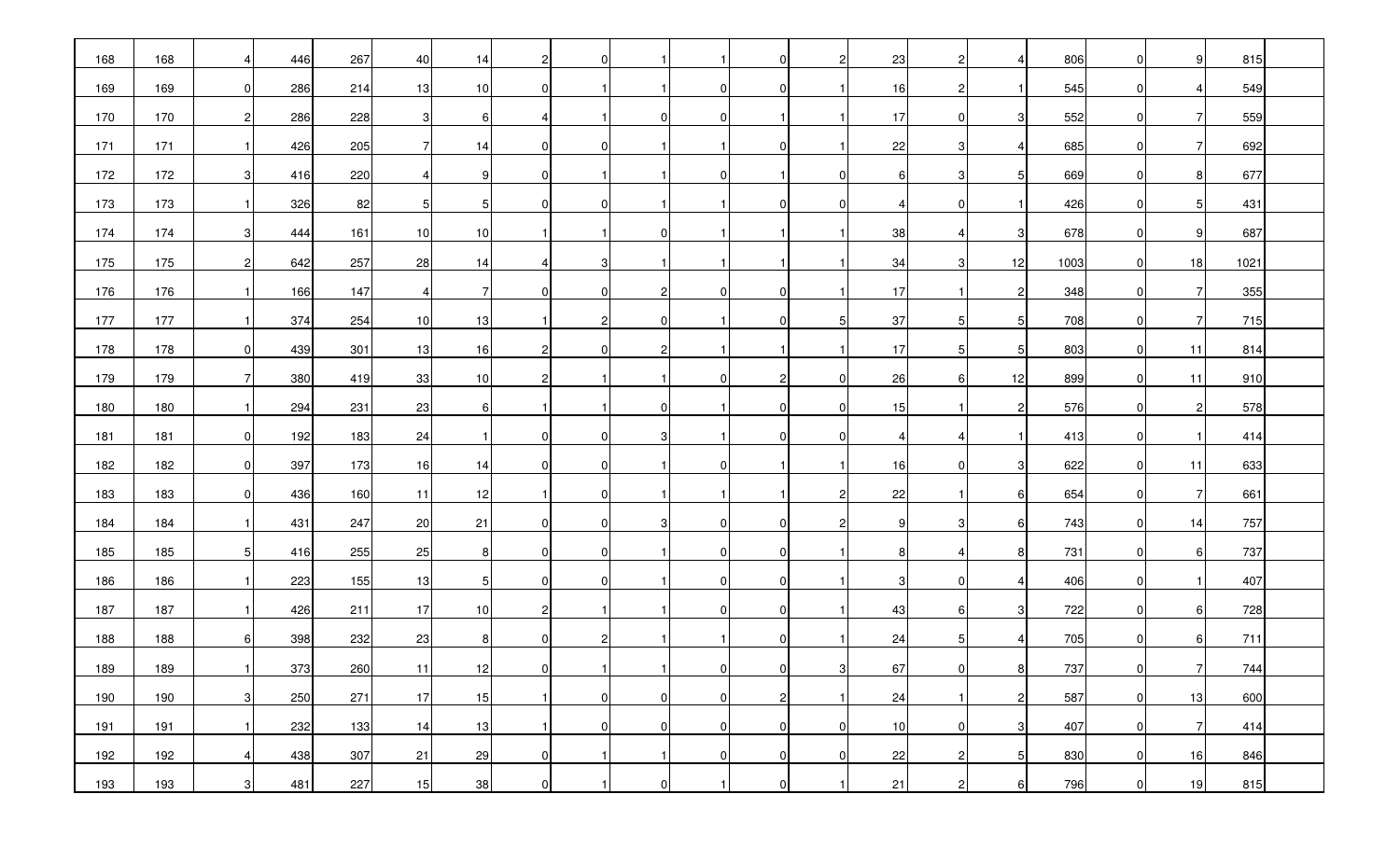| | | | | | | | | | | | | | | | | | | | | |
|---|---|---|---|---|---|---|---|---|---|---|---|---|---|---|---|---|---|---|---|---|
| 168 | 168 | 4 | 446 | 267 | 40 | 14 | 2 | 0 | 1 | 1 | 0 | 2 | 23 | 2 | 4 | 806 | 0 | 9 | 815 | |
| 169 | 169 | 0 | 286 | 214 | 13 | 10 | 0 | 1 | 1 | 0 | 0 | 1 | 16 | 2 | 1 | 545 | 0 | 4 | 549 | |
| 170 | 170 | 2 | 286 | 228 | 3 | 6 | 4 | 1 | 0 | 0 | 1 | 1 | 17 | 0 | 3 | 552 | 0 | 7 | 559 | |
| 171 | 171 | 1 | 426 | 205 | 7 | 14 | 0 | 0 | 1 | 1 | 0 | 1 | 22 | 3 | 4 | 685 | 0 | 7 | 692 | |
| 172 | 172 | 3 | 416 | 220 | 4 | 9 | 0 | 1 | 1 | 0 | 1 | 0 | 6 | 3 | 5 | 669 | 0 | 8 | 677 | |
| 173 | 173 | 1 | 326 | 82 | 5 | 5 | 0 | 0 | 1 | 1 | 0 | 0 | 4 | 0 | 1 | 426 | 0 | 5 | 431 | |
| 174 | 174 | 3 | 444 | 161 | 10 | 10 | 1 | 1 | 0 | 1 | 1 | 1 | 38 | 4 | 3 | 678 | 0 | 9 | 687 | |
| 175 | 175 | 2 | 642 | 257 | 28 | 14 | 4 | 3 | 1 | 1 | 1 | 1 | 34 | 3 | 12 | 1003 | 0 | 18 | 1021 | |
| 176 | 176 | 1 | 166 | 147 | 4 | 7 | 0 | 0 | 2 | 0 | 0 | 1 | 17 | 1 | 2 | 348 | 0 | 7 | 355 | |
| 177 | 177 | 1 | 374 | 254 | 10 | 13 | 1 | 2 | 0 | 1 | 0 | 5 | 37 | 5 | 5 | 708 | 0 | 7 | 715 | |
| 178 | 178 | 0 | 439 | 301 | 13 | 16 | 2 | 0 | 2 | 1 | 1 | 1 | 17 | 5 | 5 | 803 | 0 | 11 | 814 | |
| 179 | 179 | 7 | 380 | 419 | 33 | 10 | 2 | 1 | 1 | 0 | 2 | 0 | 26 | 6 | 12 | 899 | 0 | 11 | 910 | |
| 180 | 180 | 1 | 294 | 231 | 23 | 6 | 1 | 1 | 0 | 1 | 0 | 0 | 15 | 1 | 2 | 576 | 0 | 2 | 578 | |
| 181 | 181 | 0 | 192 | 183 | 24 | 1 | 0 | 0 | 3 | 1 | 0 | 0 | 4 | 4 | 1 | 413 | 0 | 1 | 414 | |
| 182 | 182 | 0 | 397 | 173 | 16 | 14 | 0 | 0 | 1 | 0 | 1 | 1 | 16 | 0 | 3 | 622 | 0 | 11 | 633 | |
| 183 | 183 | 0 | 436 | 160 | 11 | 12 | 1 | 0 | 1 | 1 | 1 | 2 | 22 | 1 | 6 | 654 | 0 | 7 | 661 | |
| 184 | 184 | 1 | 431 | 247 | 20 | 21 | 0 | 0 | 3 | 0 | 0 | 2 | 9 | 3 | 6 | 743 | 0 | 14 | 757 | |
| 185 | 185 | 5 | 416 | 255 | 25 | 8 | 0 | 0 | 1 | 0 | 0 | 1 | 8 | 4 | 8 | 731 | 0 | 6 | 737 | |
| 186 | 186 | 1 | 223 | 155 | 13 | 5 | 0 | 0 | 1 | 0 | 0 | 1 | 3 | 0 | 4 | 406 | 0 | 1 | 407 | |
| 187 | 187 | 1 | 426 | 211 | 17 | 10 | 2 | 1 | 1 | 0 | 0 | 1 | 43 | 6 | 3 | 722 | 0 | 6 | 728 | |
| 188 | 188 | 6 | 398 | 232 | 23 | 8 | 0 | 2 | 1 | 1 | 0 | 1 | 24 | 5 | 4 | 705 | 0 | 6 | 711 | |
| 189 | 189 | 1 | 373 | 260 | 11 | 12 | 0 | 1 | 1 | 0 | 0 | 3 | 67 | 0 | 8 | 737 | 0 | 7 | 744 | |
| 190 | 190 | 3 | 250 | 271 | 17 | 15 | 1 | 0 | 0 | 0 | 2 | 1 | 24 | 1 | 2 | 587 | 0 | 13 | 600 | |
| 191 | 191 | 1 | 232 | 133 | 14 | 13 | 1 | 0 | 0 | 0 | 0 | 0 | 10 | 0 | 3 | 407 | 0 | 7 | 414 | |
| 192 | 192 | 4 | 438 | 307 | 21 | 29 | 0 | 1 | 1 | 0 | 0 | 0 | 22 | 2 | 5 | 830 | 0 | 16 | 846 | |
| 193 | 193 | 3 | 481 | 227 | 15 | 38 | 0 | 1 | 0 | 1 | 0 | 1 | 21 | 2 | 6 | 796 | 0 | 19 | 815 | |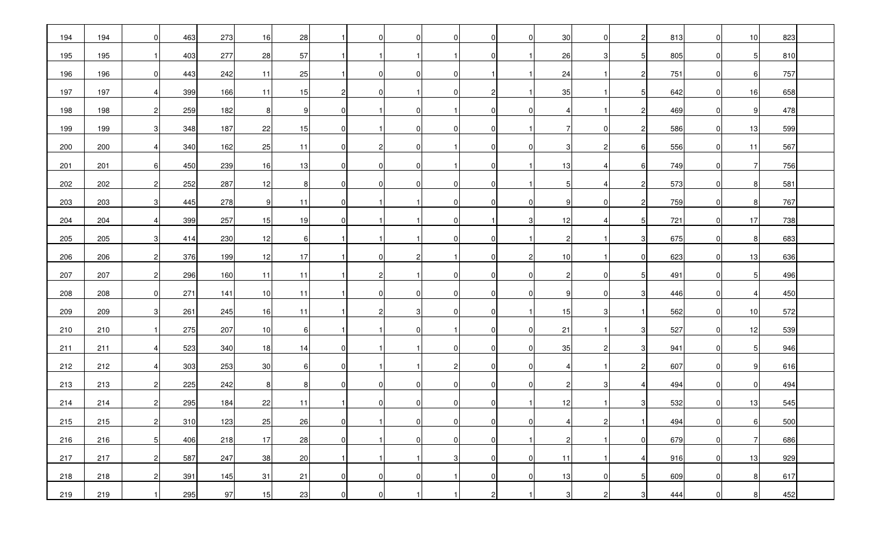| | | | | | | | | | | | | | | | | | | | | |
|---|---|---|---|---|---|---|---|---|---|---|---|---|---|---|---|---|---|---|---|---|
| 194 | 194 | 0 | 463 | 273 | 16 | 28 | 1 | 0 | 0 | 0 | 0 | 0 | 30 | 0 | 2 | 813 | 0 | 10 | 823 | |
| 195 | 195 | 1 | 403 | 277 | 28 | 57 | 1 | 1 | 1 | 1 | 0 | 1 | 26 | 3 | 5 | 805 | 0 | 5 | 810 | |
| 196 | 196 | 0 | 443 | 242 | 11 | 25 | 1 | 0 | 0 | 0 | 1 | 1 | 24 | 1 | 2 | 751 | 0 | 6 | 757 | |
| 197 | 197 | 4 | 399 | 166 | 11 | 15 | 2 | 0 | 1 | 0 | 2 | 1 | 35 | 1 | 5 | 642 | 0 | 16 | 658 | |
| 198 | 198 | 2 | 259 | 182 | 8 | 9 | 0 | 1 | 0 | 1 | 0 | 0 | 4 | 1 | 2 | 469 | 0 | 9 | 478 | |
| 199 | 199 | 3 | 348 | 187 | 22 | 15 | 0 | 1 | 0 | 0 | 0 | 1 | 7 | 0 | 2 | 586 | 0 | 13 | 599 | |
| 200 | 200 | 4 | 340 | 162 | 25 | 11 | 0 | 2 | 0 | 1 | 0 | 0 | 3 | 2 | 6 | 556 | 0 | 11 | 567 | |
| 201 | 201 | 6 | 450 | 239 | 16 | 13 | 0 | 0 | 0 | 1 | 0 | 1 | 13 | 4 | 6 | 749 | 0 | 7 | 756 | |
| 202 | 202 | 2 | 252 | 287 | 12 | 8 | 0 | 0 | 0 | 0 | 0 | 1 | 5 | 4 | 2 | 573 | 0 | 8 | 581 | |
| 203 | 203 | 3 | 445 | 278 | 9 | 11 | 0 | 1 | 1 | 0 | 0 | 0 | 9 | 0 | 2 | 759 | 0 | 8 | 767 | |
| 204 | 204 | 4 | 399 | 257 | 15 | 19 | 0 | 1 | 1 | 0 | 1 | 3 | 12 | 4 | 5 | 721 | 0 | 17 | 738 | |
| 205 | 205 | 3 | 414 | 230 | 12 | 6 | 1 | 1 | 1 | 0 | 0 | 1 | 2 | 1 | 3 | 675 | 0 | 8 | 683 | |
| 206 | 206 | 2 | 376 | 199 | 12 | 17 | 1 | 0 | 2 | 1 | 0 | 2 | 10 | 1 | 0 | 623 | 0 | 13 | 636 | |
| 207 | 207 | 2 | 296 | 160 | 11 | 11 | 1 | 2 | 1 | 0 | 0 | 0 | 2 | 0 | 5 | 491 | 0 | 5 | 496 | |
| 208 | 208 | 0 | 271 | 141 | 10 | 11 | 1 | 0 | 0 | 0 | 0 | 0 | 9 | 0 | 3 | 446 | 0 | 4 | 450 | |
| 209 | 209 | 3 | 261 | 245 | 16 | 11 | 1 | 2 | 3 | 0 | 0 | 1 | 15 | 3 | 1 | 562 | 0 | 10 | 572 | |
| 210 | 210 | 1 | 275 | 207 | 10 | 6 | 1 | 1 | 0 | 1 | 0 | 0 | 21 | 1 | 3 | 527 | 0 | 12 | 539 | |
| 211 | 211 | 4 | 523 | 340 | 18 | 14 | 0 | 1 | 1 | 0 | 0 | 0 | 35 | 2 | 3 | 941 | 0 | 5 | 946 | |
| 212 | 212 | 4 | 303 | 253 | 30 | 6 | 0 | 1 | 1 | 2 | 0 | 0 | 4 | 1 | 2 | 607 | 0 | 9 | 616 | |
| 213 | 213 | 2 | 225 | 242 | 8 | 8 | 0 | 0 | 0 | 0 | 0 | 0 | 2 | 3 | 4 | 494 | 0 | 0 | 494 | |
| 214 | 214 | 2 | 295 | 184 | 22 | 11 | 1 | 0 | 0 | 0 | 0 | 1 | 12 | 1 | 3 | 532 | 0 | 13 | 545 | |
| 215 | 215 | 2 | 310 | 123 | 25 | 26 | 0 | 1 | 0 | 0 | 0 | 0 | 4 | 2 | 1 | 494 | 0 | 6 | 500 | |
| 216 | 216 | 5 | 406 | 218 | 17 | 28 | 0 | 1 | 0 | 0 | 0 | 1 | 2 | 1 | 0 | 679 | 0 | 7 | 686 | |
| 217 | 217 | 2 | 587 | 247 | 38 | 20 | 1 | 1 | 1 | 3 | 0 | 0 | 11 | 1 | 4 | 916 | 0 | 13 | 929 | |
| 218 | 218 | 2 | 391 | 145 | 31 | 21 | 0 | 0 | 0 | 1 | 0 | 0 | 13 | 0 | 5 | 609 | 0 | 8 | 617 | |
| 219 | 219 | 1 | 295 | 97 | 15 | 23 | 0 | 0 | 1 | 1 | 2 | 1 | 3 | 2 | 3 | 444 | 0 | 8 | 452 | |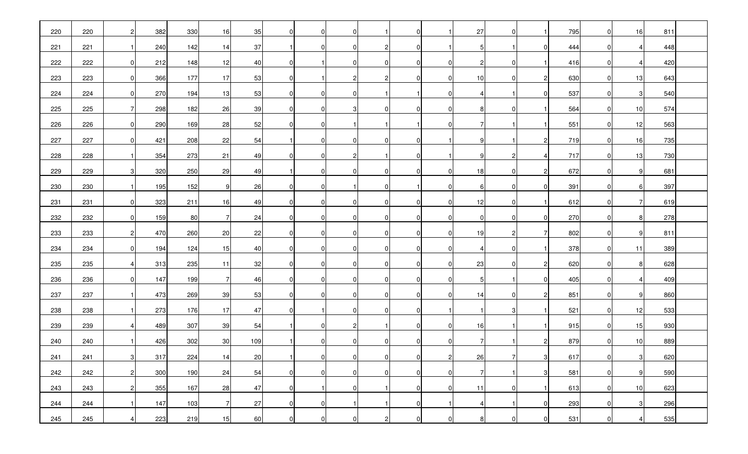| | | | | | | | | | | | | | | | | | | | | |
|---|---|---|---|---|---|---|---|---|---|---|---|---|---|---|---|---|---|---|---|---|
| 220 | 220 | 2 | 382 | 330 | 16 | 35 | 0 | 0 | 0 | 1 | 0 | 1 | 27 | 0 | 1 | 795 | 0 | 16 | 811 | |
| 221 | 221 | 1 | 240 | 142 | 14 | 37 | 1 | 0 | 0 | 2 | 0 | 1 | 5 | 1 | 0 | 444 | 0 | 4 | 448 | |
| 222 | 222 | 0 | 212 | 148 | 12 | 40 | 0 | 1 | 0 | 0 | 0 | 0 | 2 | 0 | 1 | 416 | 0 | 4 | 420 | |
| 223 | 223 | 0 | 366 | 177 | 17 | 53 | 0 | 1 | 2 | 2 | 0 | 0 | 10 | 0 | 2 | 630 | 0 | 13 | 643 | |
| 224 | 224 | 0 | 270 | 194 | 13 | 53 | 0 | 0 | 0 | 1 | 1 | 0 | 4 | 1 | 0 | 537 | 0 | 3 | 540 | |
| 225 | 225 | 7 | 298 | 182 | 26 | 39 | 0 | 0 | 3 | 0 | 0 | 0 | 8 | 0 | 1 | 564 | 0 | 10 | 574 | |
| 226 | 226 | 0 | 290 | 169 | 28 | 52 | 0 | 0 | 1 | 1 | 1 | 0 | 7 | 1 | 1 | 551 | 0 | 12 | 563 | |
| 227 | 227 | 0 | 421 | 208 | 22 | 54 | 1 | 0 | 0 | 0 | 0 | 1 | 9 | 1 | 2 | 719 | 0 | 16 | 735 | |
| 228 | 228 | 1 | 354 | 273 | 21 | 49 | 0 | 0 | 2 | 1 | 0 | 1 | 9 | 2 | 4 | 717 | 0 | 13 | 730 | |
| 229 | 229 | 3 | 320 | 250 | 29 | 49 | 1 | 0 | 0 | 0 | 0 | 0 | 18 | 0 | 2 | 672 | 0 | 9 | 681 | |
| 230 | 230 | 1 | 195 | 152 | 9 | 26 | 0 | 0 | 1 | 0 | 1 | 0 | 6 | 0 | 0 | 391 | 0 | 6 | 397 | |
| 231 | 231 | 0 | 323 | 211 | 16 | 49 | 0 | 0 | 0 | 0 | 0 | 0 | 12 | 0 | 1 | 612 | 0 | 7 | 619 | |
| 232 | 232 | 0 | 159 | 80 | 7 | 24 | 0 | 0 | 0 | 0 | 0 | 0 | 0 | 0 | 0 | 270 | 0 | 8 | 278 | |
| 233 | 233 | 2 | 470 | 260 | 20 | 22 | 0 | 0 | 0 | 0 | 0 | 0 | 19 | 2 | 7 | 802 | 0 | 9 | 811 | |
| 234 | 234 | 0 | 194 | 124 | 15 | 40 | 0 | 0 | 0 | 0 | 0 | 0 | 4 | 0 | 1 | 378 | 0 | 11 | 389 | |
| 235 | 235 | 4 | 313 | 235 | 11 | 32 | 0 | 0 | 0 | 0 | 0 | 0 | 23 | 0 | 2 | 620 | 0 | 8 | 628 | |
| 236 | 236 | 0 | 147 | 199 | 7 | 46 | 0 | 0 | 0 | 0 | 0 | 0 | 5 | 1 | 0 | 405 | 0 | 4 | 409 | |
| 237 | 237 | 1 | 473 | 269 | 39 | 53 | 0 | 0 | 0 | 0 | 0 | 0 | 14 | 0 | 2 | 851 | 0 | 9 | 860 | |
| 238 | 238 | 1 | 273 | 176 | 17 | 47 | 0 | 1 | 0 | 0 | 0 | 1 | 1 | 3 | 1 | 521 | 0 | 12 | 533 | |
| 239 | 239 | 4 | 489 | 307 | 39 | 54 | 1 | 0 | 2 | 1 | 0 | 0 | 16 | 1 | 1 | 915 | 0 | 15 | 930 | |
| 240 | 240 | 1 | 426 | 302 | 30 | 109 | 1 | 0 | 0 | 0 | 0 | 0 | 7 | 1 | 2 | 879 | 0 | 10 | 889 | |
| 241 | 241 | 3 | 317 | 224 | 14 | 20 | 1 | 0 | 0 | 0 | 0 | 2 | 26 | 7 | 3 | 617 | 0 | 3 | 620 | |
| 242 | 242 | 2 | 300 | 190 | 24 | 54 | 0 | 0 | 0 | 0 | 0 | 0 | 7 | 1 | 3 | 581 | 0 | 9 | 590 | |
| 243 | 243 | 2 | 355 | 167 | 28 | 47 | 0 | 1 | 0 | 1 | 0 | 0 | 11 | 0 | 1 | 613 | 0 | 10 | 623 | |
| 244 | 244 | 1 | 147 | 103 | 7 | 27 | 0 | 0 | 1 | 1 | 0 | 1 | 4 | 1 | 0 | 293 | 0 | 3 | 296 | |
| 245 | 245 | 4 | 223 | 219 | 15 | 60 | 0 | 0 | 0 | 2 | 0 | 0 | 8 | 0 | 0 | 531 | 0 | 4 | 535 | |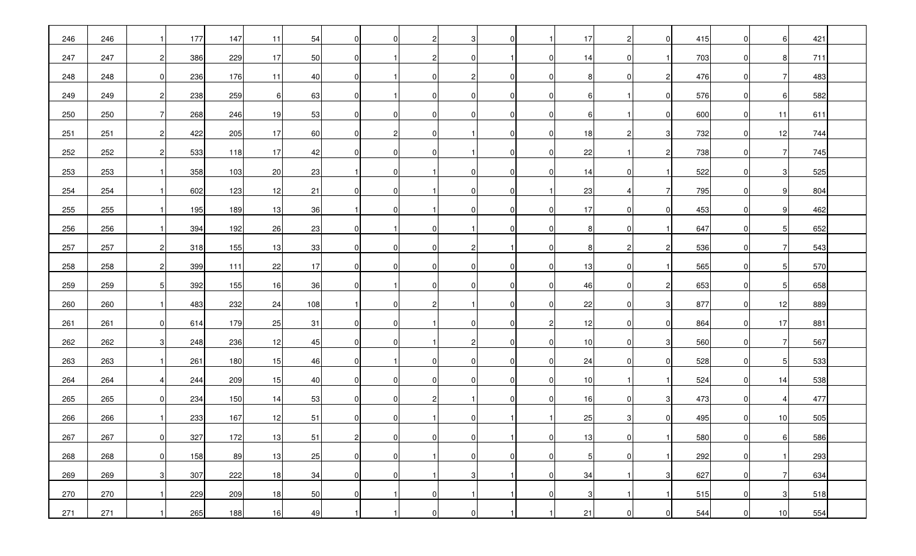| | | | | | | | | | | | | | | | | | | | | |
|---|---|---|---|---|---|---|---|---|---|---|---|---|---|---|---|---|---|---|---|---|
| 246 | 246 | 1 | 177 | 147 | 11 | 54 | 0 | 0 | 2 | 3 | 0 | 1 | 17 | 2 | 0 | 415 | 0 | 6 | 421 | |
| 247 | 247 | 2 | 386 | 229 | 17 | 50 | 0 | 1 | 2 | 0 | 1 | 0 | 14 | 0 | 1 | 703 | 0 | 8 | 711 | |
| 248 | 248 | 0 | 236 | 176 | 11 | 40 | 0 | 1 | 0 | 2 | 0 | 0 | 8 | 0 | 2 | 476 | 0 | 7 | 483 | |
| 249 | 249 | 2 | 238 | 259 | 6 | 63 | 0 | 1 | 0 | 0 | 0 | 0 | 6 | 1 | 0 | 576 | 0 | 6 | 582 | |
| 250 | 250 | 7 | 268 | 246 | 19 | 53 | 0 | 0 | 0 | 0 | 0 | 0 | 6 | 1 | 0 | 600 | 0 | 11 | 611 | |
| 251 | 251 | 2 | 422 | 205 | 17 | 60 | 0 | 2 | 0 | 1 | 0 | 0 | 18 | 2 | 3 | 732 | 0 | 12 | 744 | |
| 252 | 252 | 2 | 533 | 118 | 17 | 42 | 0 | 0 | 0 | 1 | 0 | 0 | 22 | 1 | 2 | 738 | 0 | 7 | 745 | |
| 253 | 253 | 1 | 358 | 103 | 20 | 23 | 1 | 0 | 1 | 0 | 0 | 0 | 14 | 0 | 1 | 522 | 0 | 3 | 525 | |
| 254 | 254 | 1 | 602 | 123 | 12 | 21 | 0 | 0 | 1 | 0 | 0 | 1 | 23 | 4 | 7 | 795 | 0 | 9 | 804 | |
| 255 | 255 | 1 | 195 | 189 | 13 | 36 | 1 | 0 | 1 | 0 | 0 | 0 | 17 | 0 | 0 | 453 | 0 | 9 | 462 | |
| 256 | 256 | 1 | 394 | 192 | 26 | 23 | 0 | 1 | 0 | 1 | 0 | 0 | 8 | 0 | 1 | 647 | 0 | 5 | 652 | |
| 257 | 257 | 2 | 318 | 155 | 13 | 33 | 0 | 0 | 0 | 2 | 1 | 0 | 8 | 2 | 2 | 536 | 0 | 7 | 543 | |
| 258 | 258 | 2 | 399 | 111 | 22 | 17 | 0 | 0 | 0 | 0 | 0 | 0 | 13 | 0 | 1 | 565 | 0 | 5 | 570 | |
| 259 | 259 | 5 | 392 | 155 | 16 | 36 | 0 | 1 | 0 | 0 | 0 | 0 | 46 | 0 | 2 | 653 | 0 | 5 | 658 | |
| 260 | 260 | 1 | 483 | 232 | 24 | 108 | 1 | 0 | 2 | 1 | 0 | 0 | 22 | 0 | 3 | 877 | 0 | 12 | 889 | |
| 261 | 261 | 0 | 614 | 179 | 25 | 31 | 0 | 0 | 1 | 0 | 0 | 2 | 12 | 0 | 0 | 864 | 0 | 17 | 881 | |
| 262 | 262 | 3 | 248 | 236 | 12 | 45 | 0 | 0 | 1 | 2 | 0 | 0 | 10 | 0 | 3 | 560 | 0 | 7 | 567 | |
| 263 | 263 | 1 | 261 | 180 | 15 | 46 | 0 | 1 | 0 | 0 | 0 | 0 | 24 | 0 | 0 | 528 | 0 | 5 | 533 | |
| 264 | 264 | 4 | 244 | 209 | 15 | 40 | 0 | 0 | 0 | 0 | 0 | 0 | 10 | 1 | 1 | 524 | 0 | 14 | 538 | |
| 265 | 265 | 0 | 234 | 150 | 14 | 53 | 0 | 0 | 2 | 1 | 0 | 0 | 16 | 0 | 3 | 473 | 0 | 4 | 477 | |
| 266 | 266 | 1 | 233 | 167 | 12 | 51 | 0 | 0 | 1 | 0 | 1 | 1 | 25 | 3 | 0 | 495 | 0 | 10 | 505 | |
| 267 | 267 | 0 | 327 | 172 | 13 | 51 | 2 | 0 | 0 | 0 | 1 | 0 | 13 | 0 | 1 | 580 | 0 | 6 | 586 | |
| 268 | 268 | 0 | 158 | 89 | 13 | 25 | 0 | 0 | 1 | 0 | 0 | 0 | 5 | 0 | 1 | 292 | 0 | 1 | 293 | |
| 269 | 269 | 3 | 307 | 222 | 18 | 34 | 0 | 0 | 1 | 3 | 1 | 0 | 34 | 1 | 3 | 627 | 0 | 7 | 634 | |
| 270 | 270 | 1 | 229 | 209 | 18 | 50 | 0 | 1 | 0 | 1 | 1 | 0 | 3 | 1 | 1 | 515 | 0 | 3 | 518 | |
| 271 | 271 | 1 | 265 | 188 | 16 | 49 | 1 | 1 | 0 | 0 | 1 | 1 | 21 | 0 | 0 | 544 | 0 | 10 | 554 | |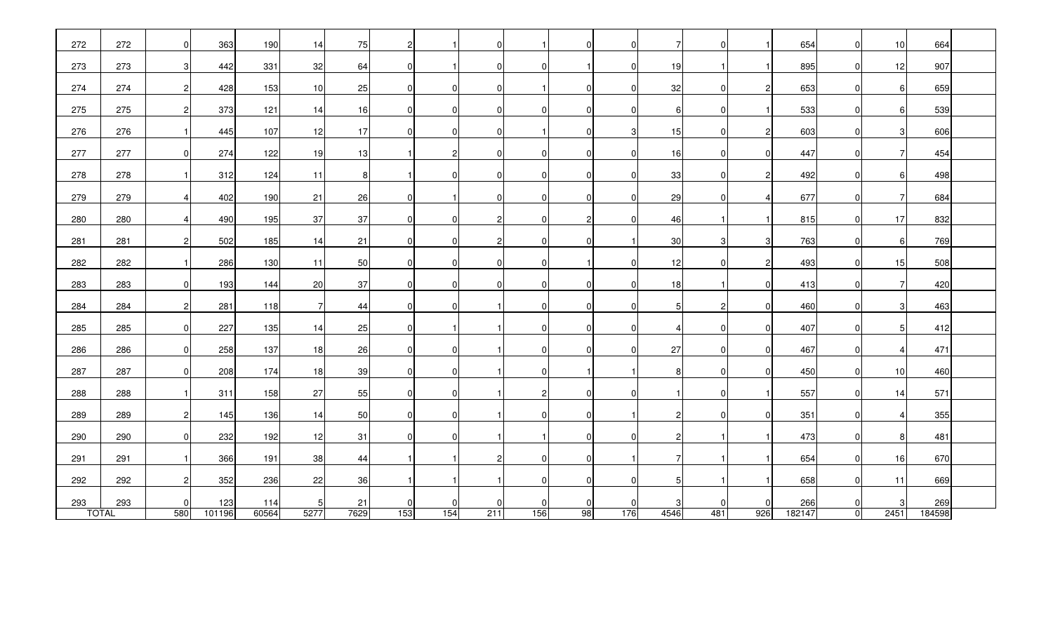| | | | | | | | | | | | | | | | | | | | | |
|---|---|---|---|---|---|---|---|---|---|---|---|---|---|---|---|---|---|---|---|---|
| 272 | 272 | 0 | 363 | 190 | 14 | 75 | 2 | 1 | 0 | 1 | 0 | 0 | 7 | 0 | 1 | 654 | 0 | 10 | 664 | |
| 273 | 273 | 3 | 442 | 331 | 32 | 64 | 0 | 1 | 0 | 0 | 1 | 0 | 19 | 1 | 1 | 895 | 0 | 12 | 907 | |
| 274 | 274 | 2 | 428 | 153 | 10 | 25 | 0 | 0 | 0 | 1 | 0 | 0 | 32 | 0 | 2 | 653 | 0 | 6 | 659 | |
| 275 | 275 | 2 | 373 | 121 | 14 | 16 | 0 | 0 | 0 | 0 | 0 | 0 | 6 | 0 | 1 | 533 | 0 | 6 | 539 | |
| 276 | 276 | 1 | 445 | 107 | 12 | 17 | 0 | 0 | 0 | 1 | 0 | 3 | 15 | 0 | 2 | 603 | 0 | 3 | 606 | |
| 277 | 277 | 0 | 274 | 122 | 19 | 13 | 1 | 2 | 0 | 0 | 0 | 0 | 16 | 0 | 0 | 447 | 0 | 7 | 454 | |
| 278 | 278 | 1 | 312 | 124 | 11 | 8 | 1 | 0 | 0 | 0 | 0 | 0 | 33 | 0 | 2 | 492 | 0 | 6 | 498 | |
| 279 | 279 | 4 | 402 | 190 | 21 | 26 | 0 | 1 | 0 | 0 | 0 | 0 | 29 | 0 | 4 | 677 | 0 | 7 | 684 | |
| 280 | 280 | 4 | 490 | 195 | 37 | 37 | 0 | 0 | 2 | 0 | 2 | 0 | 46 | 1 | 1 | 815 | 0 | 17 | 832 | |
| 281 | 281 | 2 | 502 | 185 | 14 | 21 | 0 | 0 | 2 | 0 | 0 | 1 | 30 | 3 | 3 | 763 | 0 | 6 | 769 | |
| 282 | 282 | 1 | 286 | 130 | 11 | 50 | 0 | 0 | 0 | 0 | 1 | 0 | 12 | 0 | 2 | 493 | 0 | 15 | 508 | |
| 283 | 283 | 0 | 193 | 144 | 20 | 37 | 0 | 0 | 0 | 0 | 0 | 0 | 18 | 1 | 0 | 413 | 0 | 7 | 420 | |
| 284 | 284 | 2 | 281 | 118 | 7 | 44 | 0 | 0 | 1 | 0 | 0 | 0 | 5 | 2 | 0 | 460 | 0 | 3 | 463 | |
| 285 | 285 | 0 | 227 | 135 | 14 | 25 | 0 | 1 | 1 | 0 | 0 | 0 | 4 | 0 | 0 | 407 | 0 | 5 | 412 | |
| 286 | 286 | 0 | 258 | 137 | 18 | 26 | 0 | 0 | 1 | 0 | 0 | 0 | 27 | 0 | 0 | 467 | 0 | 4 | 471 | |
| 287 | 287 | 0 | 208 | 174 | 18 | 39 | 0 | 0 | 1 | 0 | 1 | 1 | 8 | 0 | 0 | 450 | 0 | 10 | 460 | |
| 288 | 288 | 1 | 311 | 158 | 27 | 55 | 0 | 0 | 1 | 2 | 0 | 0 | 1 | 0 | 1 | 557 | 0 | 14 | 571 | |
| 289 | 289 | 2 | 145 | 136 | 14 | 50 | 0 | 0 | 1 | 0 | 0 | 1 | 2 | 0 | 0 | 351 | 0 | 4 | 355 | |
| 290 | 290 | 0 | 232 | 192 | 12 | 31 | 0 | 0 | 1 | 1 | 0 | 0 | 2 | 1 | 1 | 473 | 0 | 8 | 481 | |
| 291 | 291 | 1 | 366 | 191 | 38 | 44 | 1 | 1 | 2 | 0 | 0 | 1 | 7 | 1 | 1 | 654 | 0 | 16 | 670 | |
| 292 | 292 | 2 | 352 | 236 | 22 | 36 | 1 | 1 | 1 | 0 | 0 | 0 | 5 | 1 | 1 | 658 | 0 | 11 | 669 | |
| 293 | 293 | 0 | 123 | 114 | 5 | 21 | 0 | 0 | 0 | 0 | 0 | 0 | 3 | 0 | 0 | 266 | 0 | 3 | 269 | |
| TOTAL | | 580 | 101196 | 60564 | 5277 | 7629 | 153 | 154 | 211 | 156 | 98 | 176 | 4546 | 481 | 926 | 182147 | 0 | 2451 | 184598 | |